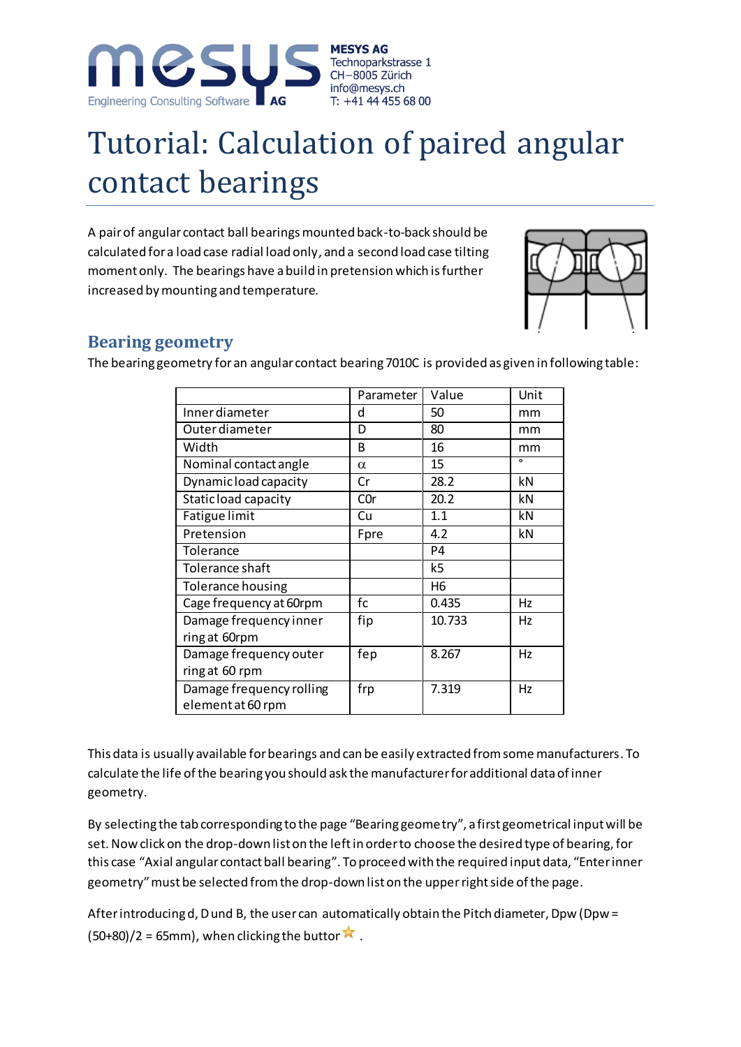MESYS AG
Technoparkstrasse 1
CH–8005 Zürich
info@mesys.ch
T: +41 44 455 68 00

# Tutorial: Calculation of paired angular contact bearings

A pair of angular contact ball bearings mounted back-to-back should be calculated for a load case radial load only, and a second load case tilting moment only. The bearings have a build in pretension which is further increased by mounting and temperature.

## Bearing geometry

The bearing geometry for an angular contact bearing 7010C is provided as given in following table:

| | Parameter | Value | Unit |
|---|---|---|---|
| Inner diameter | d | 50 | mm |
| Outer diameter | D | 80 | mm |
| Width | B | 16 | mm |
| Nominal contact angle | $\alpha$ | 15 | ° |
| Dynamic load capacity | Cr | 28.2 | kN |
| Static load capacity | C0r | 20.2 | kN |
| Fatigue limit | Cu | 1.1 | kN |
| Pretension | Fpre | 4.2 | kN |
| Tolerance | | P4 | |
| Tolerance shaft | | k5 | |
| Tolerance housing | | H6 | |
| Cage frequency at 60rpm | fc | 0.435 | Hz |
| Damage frequency inner ring at 60rpm | fip | 10.733 | Hz |
| Damage frequency outer ring at 60 rpm | fep | 8.267 | Hz |
| Damage frequency rolling element at 60 rpm | frp | 7.319 | Hz |

This data is usually available for bearings and can be easily extracted from some manufacturers. To calculate the life of the bearing you should ask the manufacturer for additional data of inner geometry.

By selecting the tab corresponding to the page "Bearing geometry", a first geometrical input will be set. Now click on the drop-down list on the left in order to choose the desired type of bearing, for this case "Axial angular contact ball bearing". To proceed with the required input data, "Enter inner geometry" must be selected from the drop-down list on the upper right side of the page.

After introducing d, D und B, the user can automatically obtain the Pitch diameter, Dpw (Dpw = (50+80)/2 = 65mm), when clicking the buttor ☆ .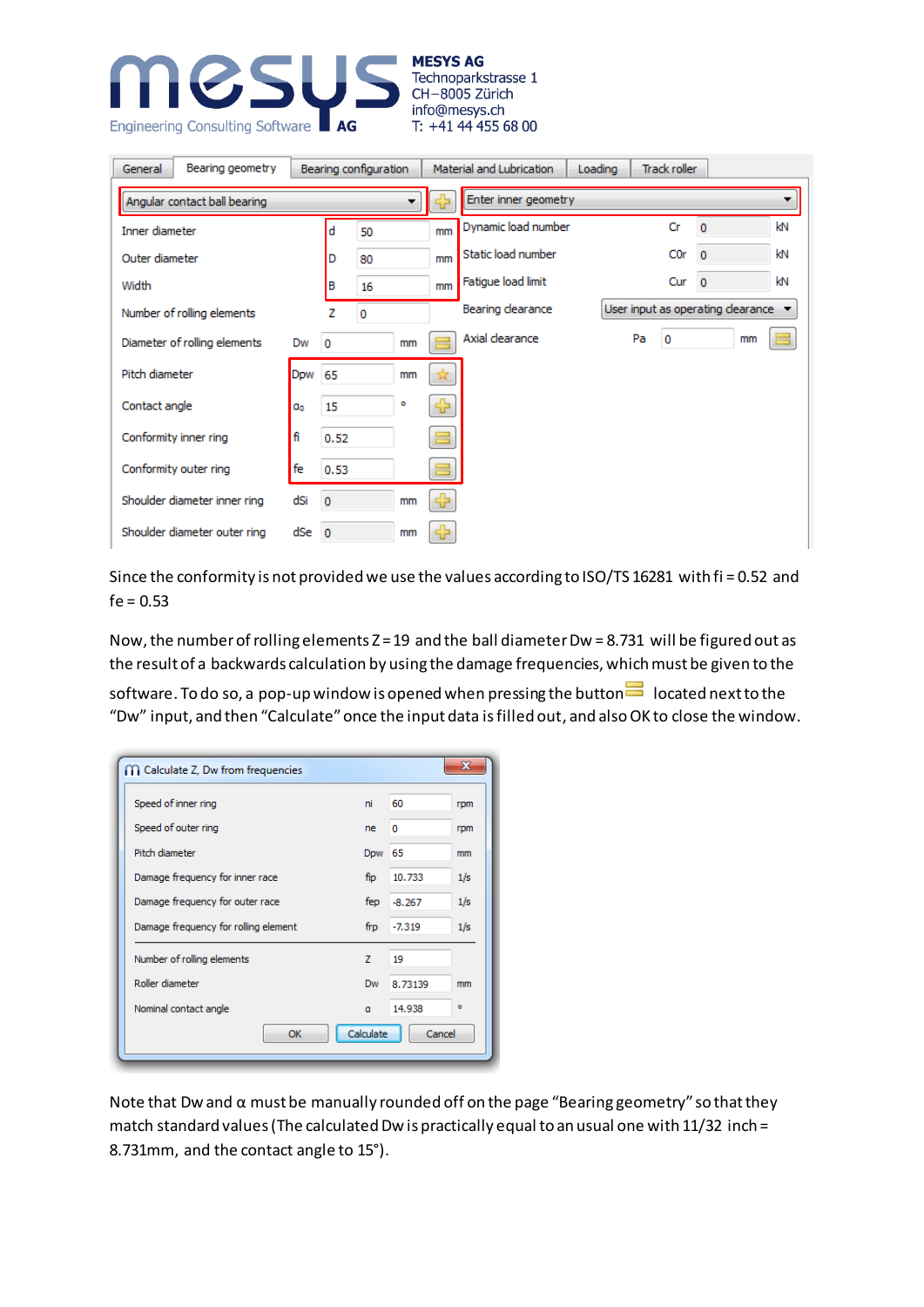Since the conformity is not provided we use the values according to ISO/TS 16281 with fi = 0.52 and fe = 0.53

Now, the number of rolling elements Z = 19 and the ball diameter Dw = 8.731 will be figured out as the result of a backwards calculation by using the damage frequencies, which must be given to the software. To do so, a pop-up window is opened when pressing the button located next to the "Dw" input, and then "Calculate" once the input data is filled out, and also OK to close the window.

Note that Dw and α must be manually rounded off on the page "Bearing geometry" so that they match standard values (The calculated Dw is practically equal to an usual one with 11/32 inch = 8.731mm, and the contact angle to 15°).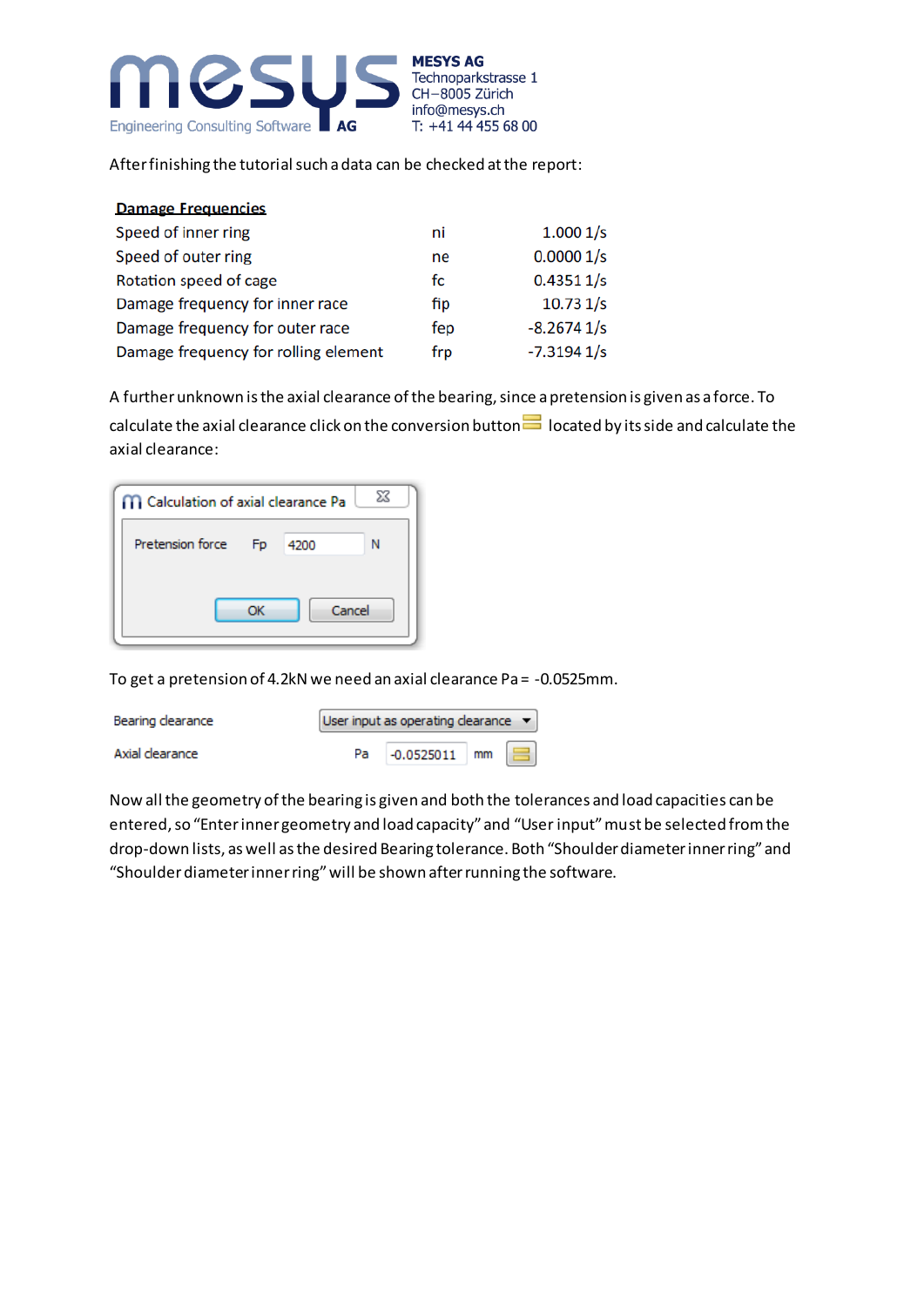After finishing the tutorial such a data can be checked at the report:

**Damage Frequencies**

| | | |
|---|---|---|
| Speed of inner ring | ni | 1.000 1/s |
| Speed of outer ring | ne | 0.0000 1/s |
| Rotation speed of cage | fc | 0.4351 1/s |
| Damage frequency for inner race | fip | 10.73 1/s |
| Damage frequency for outer race | fep | -8.2674 1/s |
| Damage frequency for rolling element | frp | -7.3194 1/s |

A further unknown is the axial clearance of the bearing, since a pretension is given as a force. To calculate the axial clearance click on the conversion button located by its side and calculate the axial clearance:

Calculation of axial clearance Pa

Pretension force Fp 4200 N

OK Cancel

To get a pretension of 4.2kN we need an axial clearance Pa = -0.0525mm.

Bearing clearance User input as operating clearance

Axial clearance Pa -0.0525011 mm

Now all the geometry of the bearing is given and both the tolerances and load capacities can be entered, so “Enter inner geometry and load capacity” and “User input” must be selected from the drop-down lists, as well as the desired Bearing tolerance. Both “Shoulder diameter inner ring” and “Shoulder diameter inner ring” will be shown after running the software.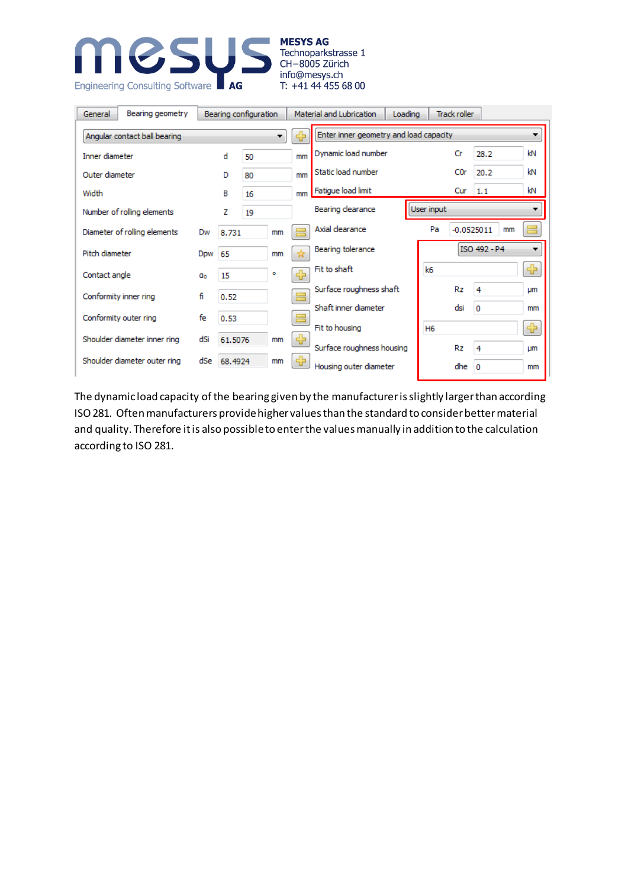The dynamic load capacity of the bearing given by the manufacturer is slightly larger than according ISO 281. Often manufacturers provide higher values than the standard to consider better material and quality. Therefore it is also possible to enter the values manually in addition to the calculation according to ISO 281.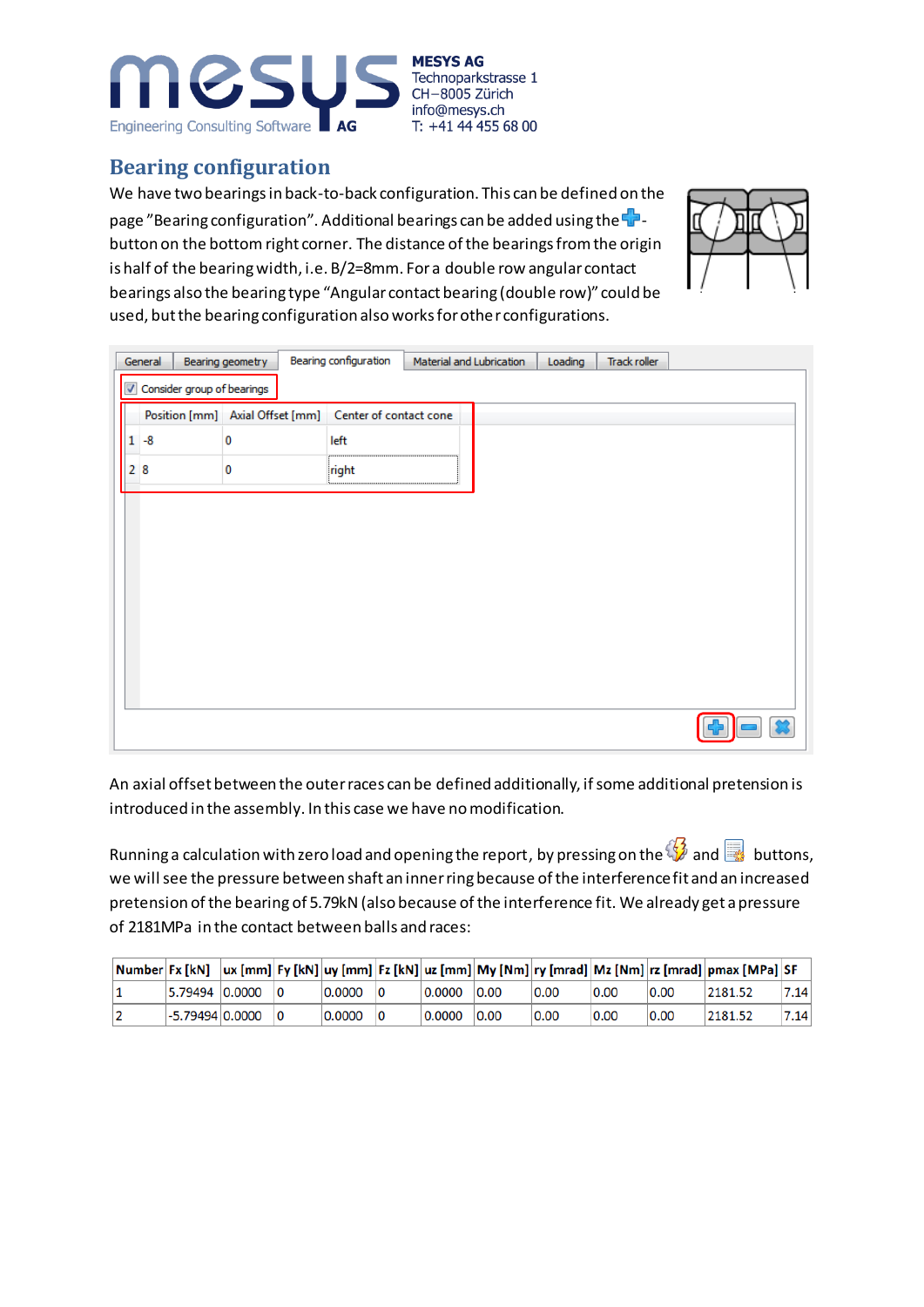## Bearing configuration

We have two bearings in back-to-back configuration. This can be defined on the page "Bearing configuration". Additional bearings can be added using the -button on the bottom right corner. The distance of the bearings from the origin is half of the bearing width, i.e. B/2=8mm. For a double row angular contact bearings also the bearing type "Angular contact bearing (double row)" could be used, but the bearing configuration also works for other configurations.

An axial offset between the outer races can be defined additionally, if some additional pretension is introduced in the assembly. In this case we have no modification.

Running a calculation with zero load and opening the report, by pressing on the and buttons, we will see the pressure between shaft an inner ring because of the interference fit and an increased pretension of the bearing of 5.79kN (also because of the interference fit. We already get a pressure of 2181MPa in the contact between balls and races:

| Number | Fx [kN] | ux [mm] | Fy [kN] | uy [mm] | Fz [kN] | uz [mm] | My [Nm] | ry [mrad] | Mz [Nm] | rz [mrad] | pmax [MPa] | SF |
|---|---|---|---|---|---|---|---|---|---|---|---|---|
| 1 | 5.79494 | 0.0000 | 0 | 0.0000 | 0 | 0.0000 | 0.00 | 0.00 | 0.00 | 0.00 | 2181.52 | 7.14 |
| 2 | -5.79494 | 0.0000 | 0 | 0.0000 | 0 | 0.0000 | 0.00 | 0.00 | 0.00 | 0.00 | 2181.52 | 7.14 |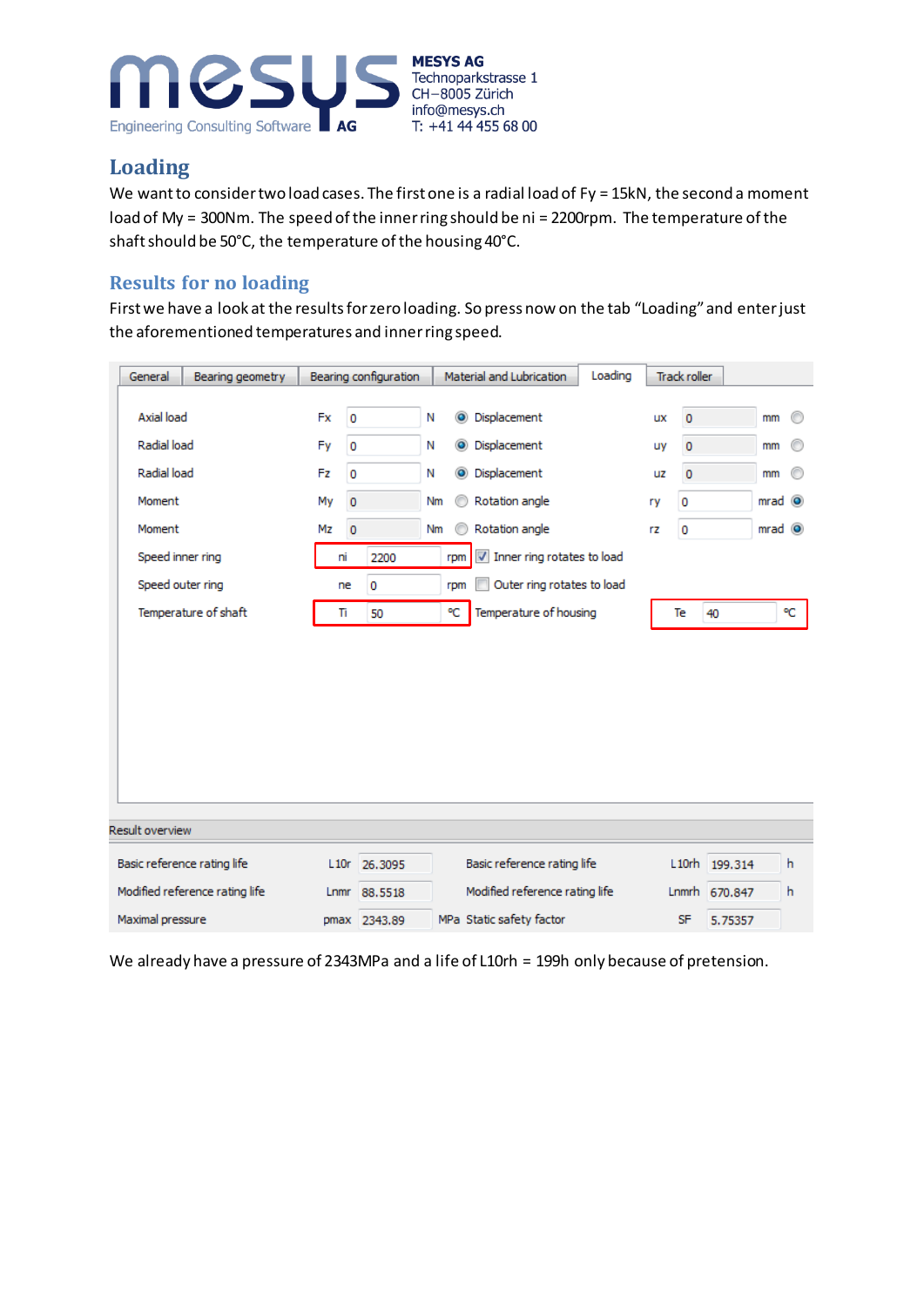## Loading

We want to consider two load cases. The first one is a radial load of $F_y$ = 15kN, the second a moment load of $M_y$ = 300Nm. The speed of the inner ring should be $n_i$ = 2200rpm. The temperature of the shaft should be 50°C, the temperature of the housing 40°C.

### Results for no loading

First we have a look at the results for zero loading. So press now on the tab "Loading" and enter just the aforementioned temperatures and inner ring speed.

General | Bearing geometry | Bearing configuration | Material and Lubrication | Loading | Track roller

| | | | | | | | | |
|---|---|---|---|---|---|---|---|---|
| Axial load | Fx | 0 | N | Displacement | ux | 0 | mm | |
| Radial load | Fy | 0 | N | Displacement | uy | 0 | mm | |
| Radial load | Fz | 0 | N | Displacement | uz | 0 | mm | |
| Moment | My | 0 | Nm | Rotation angle | ry | 0 | mrad | |
| Moment | Mz | 0 | Nm | Rotation angle | rz | 0 | mrad | |
| Speed inner ring | ni | 2200 | rpm | Inner ring rotates to load | | | | |
| Speed outer ring | ne | 0 | rpm | Outer ring rotates to load | | | | |
| Temperature of shaft | Ti | 50 | °C | Temperature of housing | Te | 40 | °C | |

Result overview

| | | | | | | | |
|---|---|---|---|---|---|---|---|
| Basic reference rating life | L10r | 26.3095 | | Basic reference rating life | L10rh | 199.314 | h |
| Modified reference rating life | Lnmr | 88.5518 | | Modified reference rating life | Lnmrh | 670.847 | h |
| Maximal pressure | pmax | 2343.89 | MPa | Static safety factor | SF | 5.75357 | |

We already have a pressure of 2343MPa and a life of $L_{10rh}$ = 199h only because of pretension.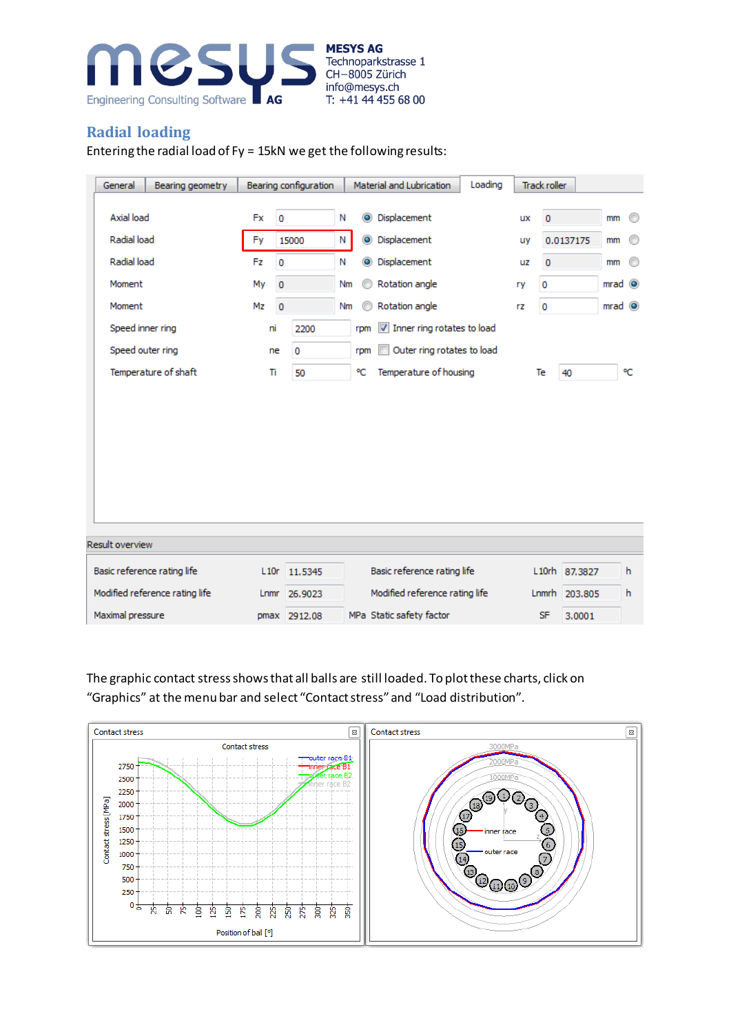## Radial loading

Entering the radial load of Fy = 15kN we get the following results:

| | | | | | | | | | |
|---|---|---|---|---|---|---|---|---|---|
| Axial load | Fx | 0 | N | Displacement | ux | 0 | mm | | |
| Radial load | Fy | 15000 | N | Displacement | uy | 0.0137175 | mm | | |
| Radial load | Fz | 0 | N | Displacement | uz | 0 | mm | | |
| Moment | My | 0 | Nm | Rotation angle | ry | 0 | mrad | | |
| Moment | Mz | 0 | Nm | Rotation angle | rz | 0 | mrad | | |
| Speed inner ring | ni | 2200 | rpm | Inner ring rotates to load | | | | | |
| Speed outer ring | ne | 0 | rpm | Outer ring rotates to load | | | | | |
| Temperature of shaft | Ti | 50 | °C | Temperature of housing | Te | 40 | °C | | |

Result overview

| | | | | | | | |
|---|---|---|---|---|---|---|---|
| Basic reference rating life | L10r | 11.5345 | | Basic reference rating life | L10rh | 87.3827 | h |
| Modified reference rating life | Lnmr | 26.9023 | | Modified reference rating life | Lnmrh | 203.805 | h |
| Maximal pressure | pmax | 2912.08 | MPa | Static safety factor | SF | 3.0001 | |

The graphic contact stress shows that all balls are still loaded. To plot these charts, click on "Graphics" at the menu bar and select "Contact stress" and "Load distribution".

Contact stress

Contact stress

outer race B1
inner race B1
outer race B2
inner race B2

Contact stress [MPa]
0
250
500
750
1000
1250
1500
1750
2000
2250
2500
2750

Position of ball [°]
0 25 50 75 100 125 150 175 200 225 250 275 300 325 350

Contact stress

3000MPa
2000MPa
1000MPa
inner race
outer race
1 2 3 4 5 6 7 8 9 10 11 12 13 14 15 16 17 18 19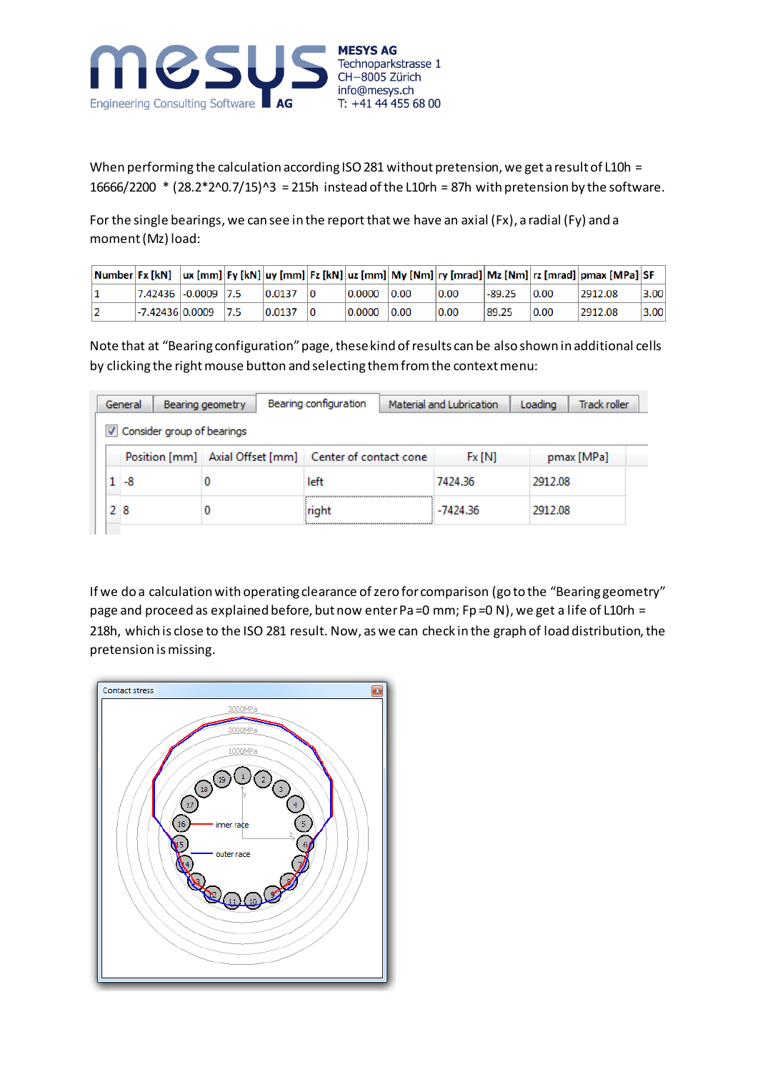When performing the calculation according ISO 281 without pretension, we get a result of L10h = 16666/2200 * (28.2*2^0.7/15)^3 = 215h instead of the L10rh = 87h with pretension by the software.

For the single bearings, we can see in the report that we have an axial (Fx), a radial (Fy) and a moment (Mz) load:

| Number | Fx [kN] | ux [mm] | Fy [kN] | uy [mm] | Fz [kN] | uz [mm] | My [Nm] | ry [mrad] | Mz [Nm] | rz [mrad] | pmax [MPa] | SF |
|---|---|---|---|---|---|---|---|---|---|---|---|---|
| 1 | 7.42436 | -0.0009 | 7.5 | 0.0137 | 0 | 0.0000 | 0.00 | 0.00 | -89.25 | 0.00 | 2912.08 | 3.00 |
| 2 | -7.42436 | 0.0009 | 7.5 | 0.0137 | 0 | 0.0000 | 0.00 | 0.00 | 89.25 | 0.00 | 2912.08 | 3.00 |

Note that at "Bearing configuration" page, these kind of results can be also shown in additional cells by clicking the right mouse button and selecting them from the context menu:

General | Bearing geometry | Bearing configuration | Material and Lubrication | Loading | Track roller

Consider group of bearings

| | Position [mm] | Axial Offset [mm] | Center of contact cone | Fx [N] | pmax [MPa] |
|---|---|---|---|---|---|
| 1 | -8 | 0 | left | 7424.36 | 2912.08 |
| 2 | 8 | 0 | right | -7424.36 | 2912.08 |

If we do a calculation with operating clearance of zero for comparison (go to the "Bearing geometry" page and proceed as explained before, but now enter Pa =0 mm; Fp =0 N), we get a life of L10rh = 218h, which is close to the ISO 281 result. Now, as we can check in the graph of load distribution, the pretension is missing.

Contact stress

3000MPa
2000MPa
1000MPa
inner race
outer race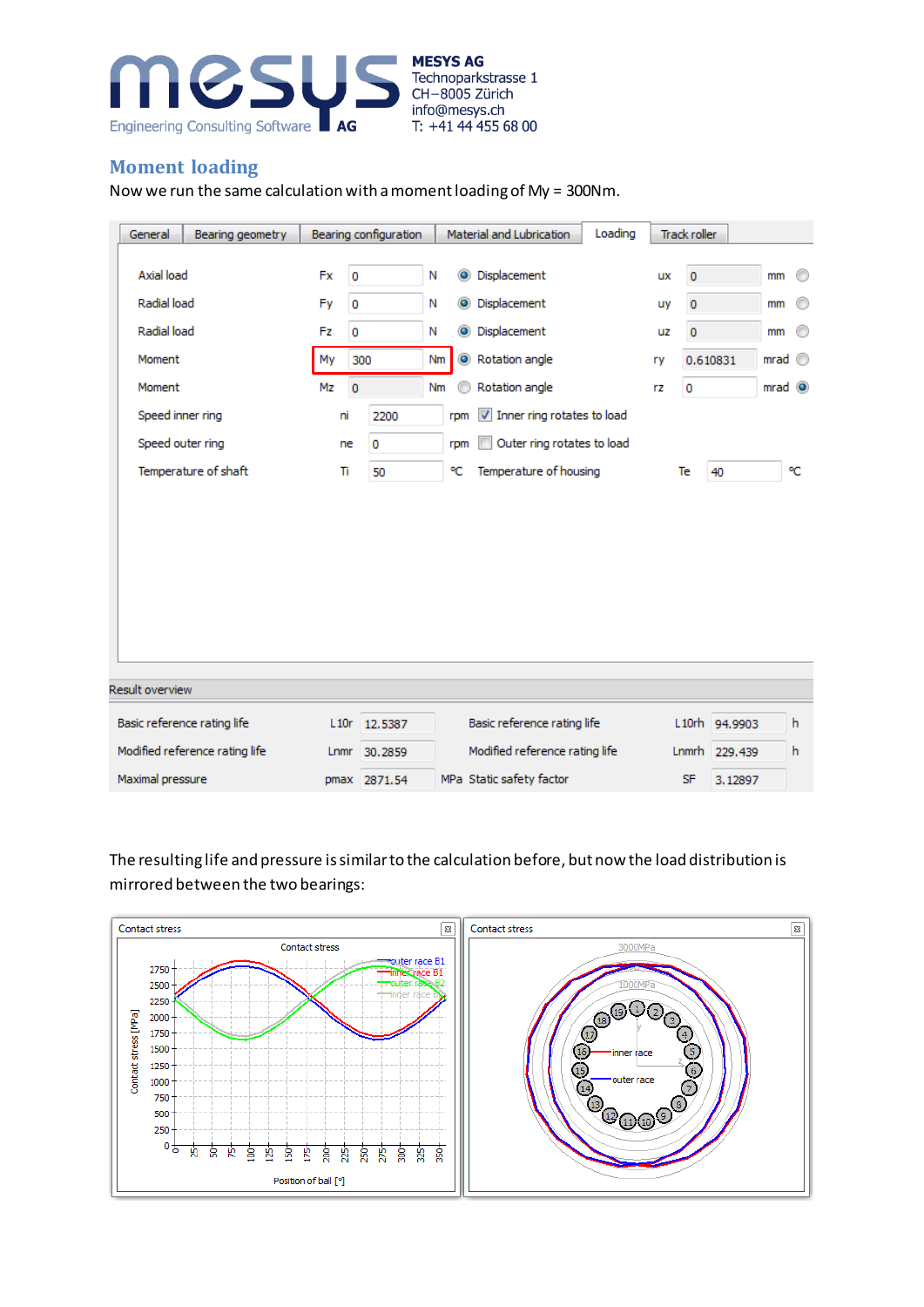## Moment loading

Now we run the same calculation with a moment loading of My = 300Nm.

General | Bearing geometry | Bearing configuration | Material and Lubrication | Loading | Track roller

| | | | | | | | | |
|---|---|---|---|---|---|---|---|---|
| Axial load | Fx | 0 | N | Displacement | ux | 0 | mm | |
| Radial load | Fy | 0 | N | Displacement | uy | 0 | mm | |
| Radial load | Fz | 0 | N | Displacement | uz | 0 | mm | |
| Moment | My | 300 | Nm | Rotation angle | ry | 0.610831 | mrad | |
| Moment | Mz | 0 | Nm | Rotation angle | rz | 0 | mrad | |
| Speed inner ring | ni | 2200 | rpm | Inner ring rotates to load | | | | |
| Speed outer ring | ne | 0 | rpm | Outer ring rotates to load | | | | |
| Temperature of shaft | Ti | 50 | °C | Temperature of housing | Te | 40 | °C | |

Result overview

| | | | | | | | |
|---|---|---|---|---|---|---|---|
| Basic reference rating life | L10r | 12.5387 | | Basic reference rating life | L10rh | 94.9903 | h |
| Modified reference rating life | Lnmr | 30.2859 | | Modified reference rating life | Lnmrh | 229.439 | h |
| Maximal pressure | pmax | 2871.54 | MPa | Static safety factor | SF | 3.12897 | |

The resulting life and pressure is similar to the calculation before, but now the load distribution is mirrored between the two bearings:

Contact stress

Contact stress

outer race B1
inner race B1
outer race B2
inner race B2

Contact stress [MPa]

2750
2500
2250
2000
1750
1500
1250
1000
750
500
250
0

0 25 50 75 100 125 150 175 200 225 250 275 300 325 350

Position of ball [°]

Contact stress

3000MPa
1000MPa
inner race
outer race
1 2 3 4 5 6 7 8 9 10 11 12 13 14 15 16 17 18 19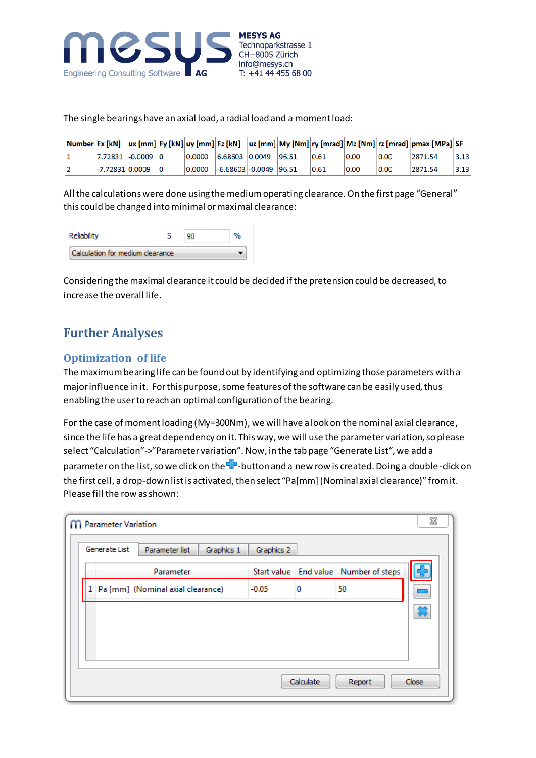The single bearings have an axial load, a radial load and a moment load:

| Number | Fx [kN] | ux [mm] | Fy [kN] | uy [mm] | Fz [kN] | uz [mm] | My [Nm] | ry [mrad] | Mz [Nm] | rz [mrad] | pmax [MPa] | SF |
|---|---|---|---|---|---|---|---|---|---|---|---|---|
| 1 | 7.72831 | -0.0009 | 0 | 0.0000 | 6.68603 | 0.0049 | 96.51 | 0.61 | 0.00 | 0.00 | 2871.54 | 3.13 |
| 2 | -7.72831 | 0.0009 | 0 | 0.0000 | -6.68603 | -0.0049 | 96.51 | 0.61 | 0.00 | 0.00 | 2871.54 | 3.13 |

All the calculations were done using the medium operating clearance. On the first page "General" this could be changed into minimal or maximal clearance:

Reliability S 90 %

Calculation for medium clearance

Considering the maximal clearance it could be decided if the pretension could be decreased, to increase the overall life.

## Further Analyses

### Optimization of life

The maximum bearing life can be found out by identifying and optimizing those parameters with a major influence in it. For this purpose, some features of the software can be easily used, thus enabling the user to reach an optimal configuration of the bearing.

For the case of moment loading (My=300Nm), we will have a look on the nominal axial clearance, since the life has a great dependency on it. This way, we will use the parameter variation, so please select "Calculation"->"Parameter variation". Now, in the tab page "Generate List", we add a parameter on the list, so we click on the -button and a new row is created. Doing a double-click on the first cell, a drop-down list is activated, then select "Pa[mm] (Nominal axial clearance)" from it. Please fill the row as shown:

Parameter Variation

Generate List | Parameter list | Graphics 1 | Graphics 2

| | Parameter | Start value | End value | Number of steps |
|---|---|---|---|---|
| 1 | Pa [mm] (Nominal axial clearance) | -0.05 | 0 | 50 |

Calculate | Report | Close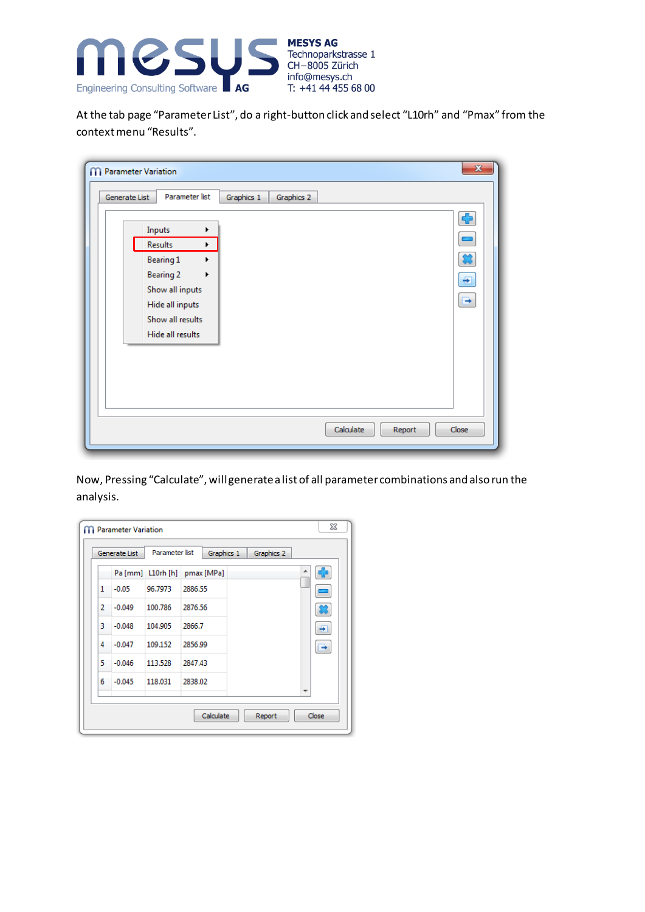At the tab page “Parameter List”, do a right-button click and select “L10rh” and “Pmax” from the context menu “Results”.

Parameter Variation

Generate List | Parameter list | Graphics 1 | Graphics 2

Inputs
Results
Bearing 1
Bearing 2
Show all inputs
Hide all inputs
Show all results
Hide all results

Calculate | Report | Close

Now, Pressing “Calculate”, will generate a list of all parameter combinations and also run the analysis.

Parameter Variation

Generate List | Parameter list | Graphics 1 | Graphics 2

| | Pa [mm] | L10rh [h] | pmax [MPa] |
|---|---|---|---|
| 1 | -0.05 | 96.7973 | 2886.55 |
| 2 | -0.049 | 100.786 | 2876.56 |
| 3 | -0.048 | 104.905 | 2866.7 |
| 4 | -0.047 | 109.152 | 2856.99 |
| 5 | -0.046 | 113.528 | 2847.43 |
| 6 | -0.045 | 118.031 | 2838.02 |

Calculate | Report | Close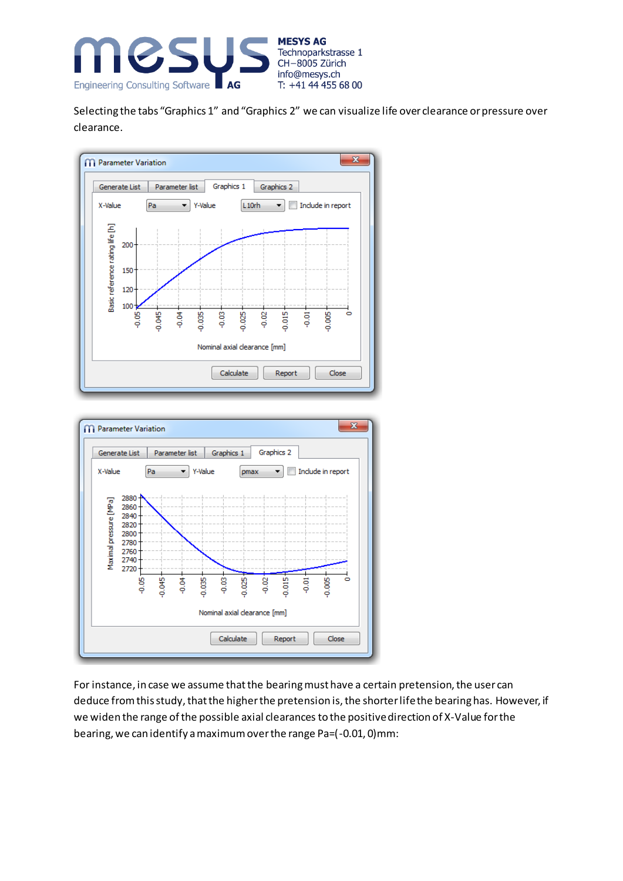Selecting the tabs "Graphics 1" and "Graphics 2" we can visualize life over clearance or pressure over clearance.

For instance, in case we assume that the bearing must have a certain pretension, the user can deduce from this study, that the higher the pretension is, the shorter life the bearing has. However, if we widen the range of the possible axial clearances to the positive direction of X-Value for the bearing, we can identify a maximum over the range Pa=(-0.01, 0)mm: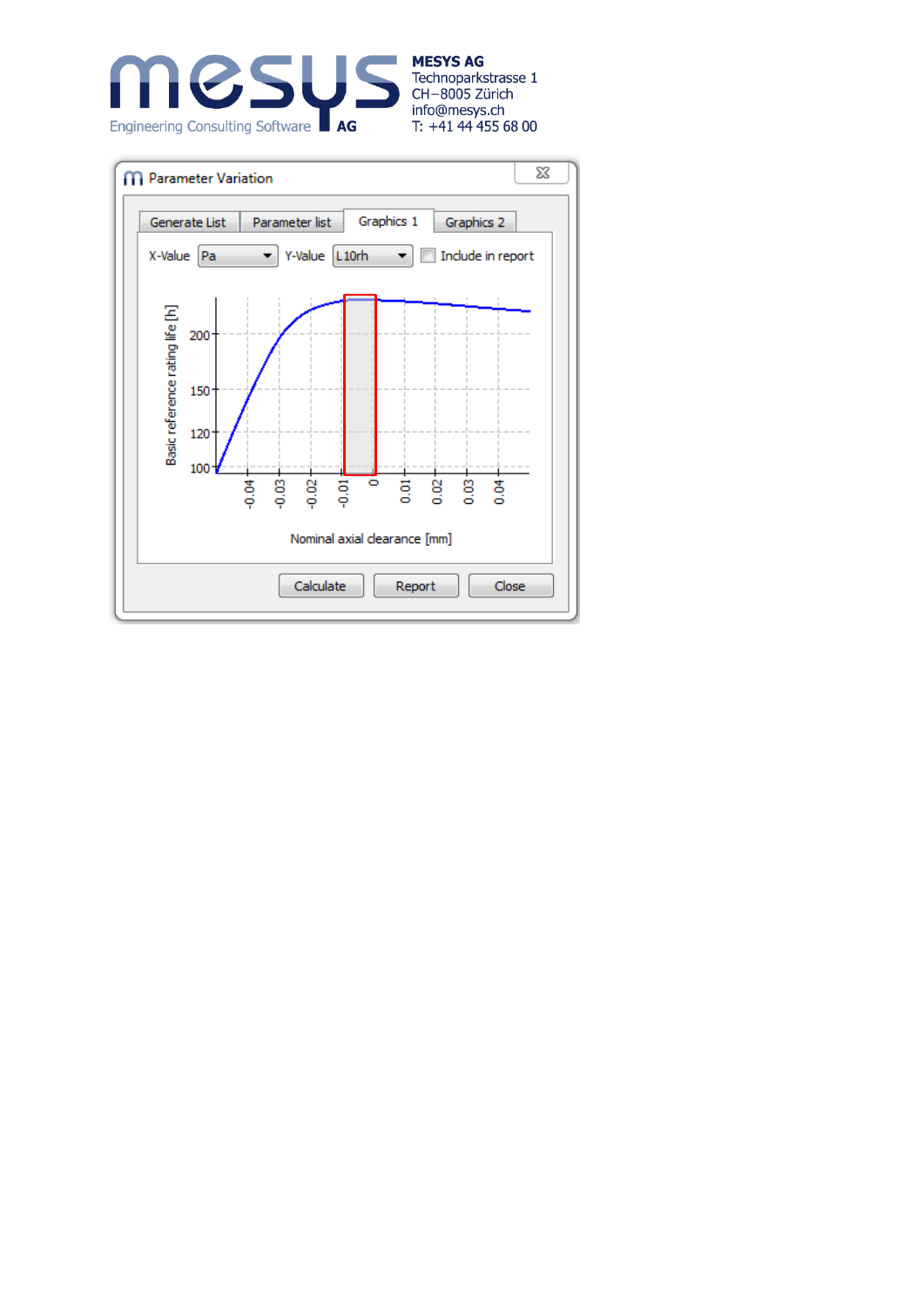Parameter Variation

Generate List | Parameter list | Graphics 1 | Graphics 2

X-Value Pa  Y-Value L10rh  Include in report

Basic reference rating life [h]

200
150
120
100

-0.04
-0.03
-0.02
-0.01
0
0.01
0.02
0.03
0.04

Nominal axial clearance [mm]

Calculate  Report  Close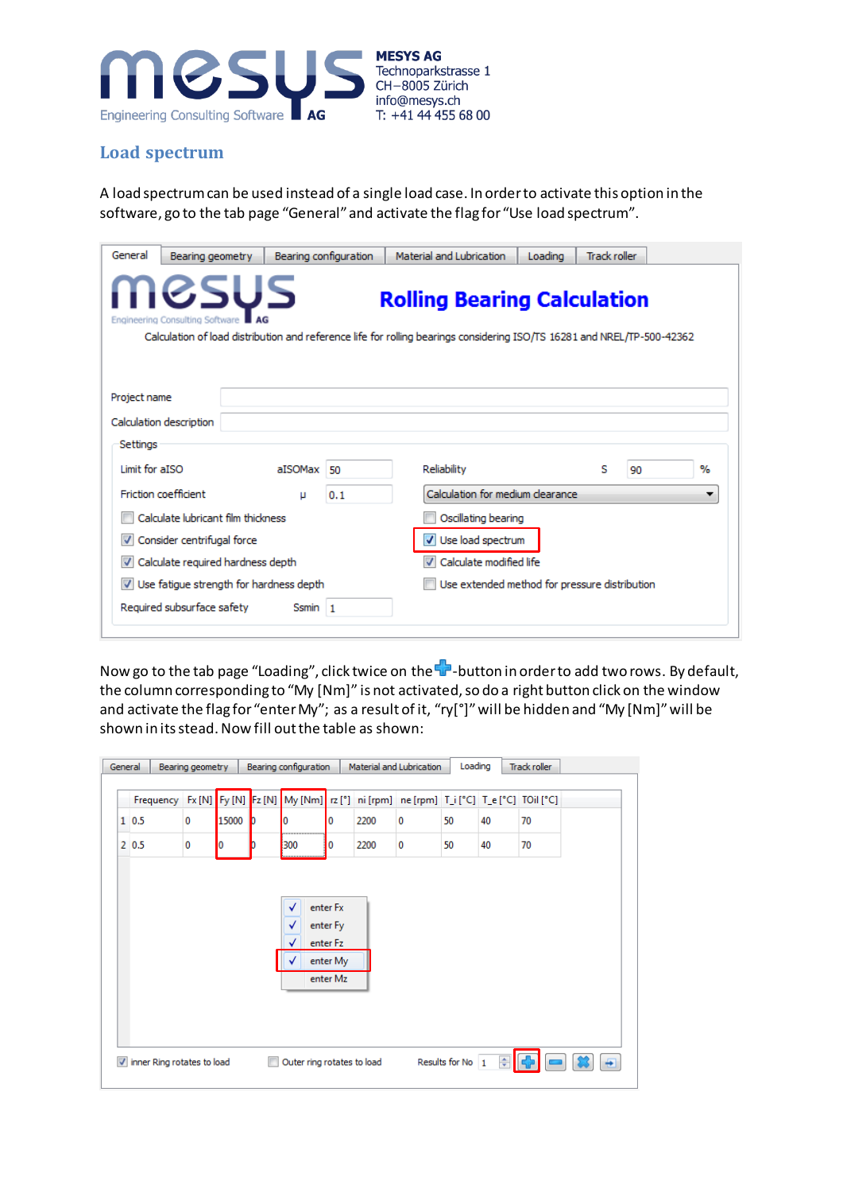## Load spectrum

A load spectrum can be used instead of a single load case. In order to activate this option in the software, go to the tab page "General" and activate the flag for "Use load spectrum".

Now go to the tab page "Loading", click twice on the -button in order to add two rows. By default, the column corresponding to "My [Nm]" is not activated, so do a right button click on the window and activate the flag for "enter My"; as a result of it, "ry[°]" will be hidden and "My [Nm]" will be shown in its stead. Now fill out the table as shown: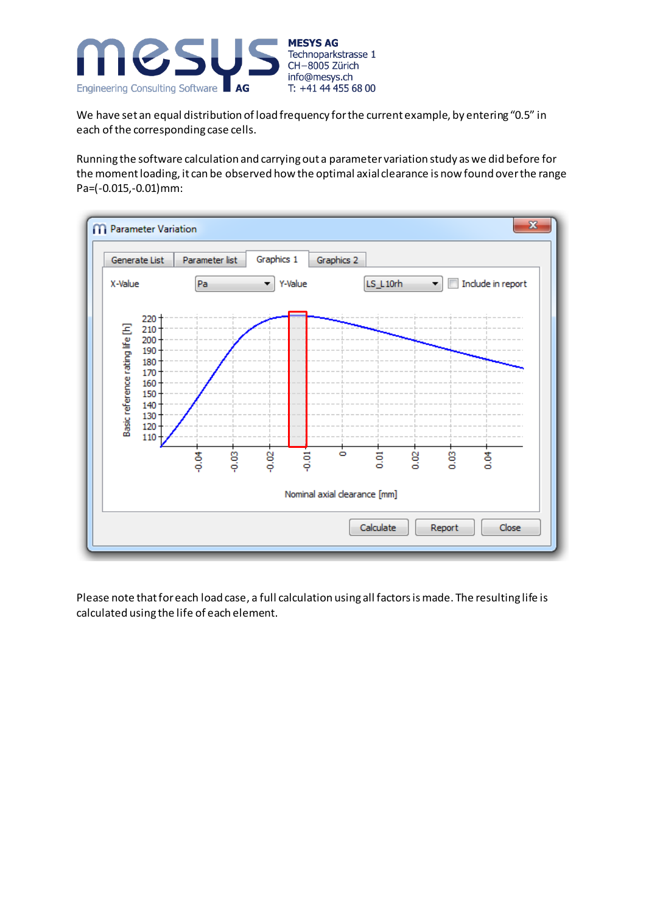We have set an equal distribution of load frequency for the current example, by entering “0.5” in each of the corresponding case cells.

Running the software calculation and carrying out a parameter variation study as we did before for the moment loading, it can be observed how the optimal axial clearance is now found over the range Pa=(-0.015,-0.01)mm:

Parameter Variation

Generate List | Parameter list | Graphics 1 | Graphics 2

X-Value Pa Y-Value LS_L10rh Include in report

Basic reference rating life [h]

220
210
200
190
180
170
160
150
140
130
120
110

-0.04 -0.03 -0.02 -0.01 0 0.01 0.02 0.03 0.04

Nominal axial clearance [mm]

Calculate Report Close

Please note that for each load case, a full calculation using all factors is made. The resulting life is calculated using the life of each element.